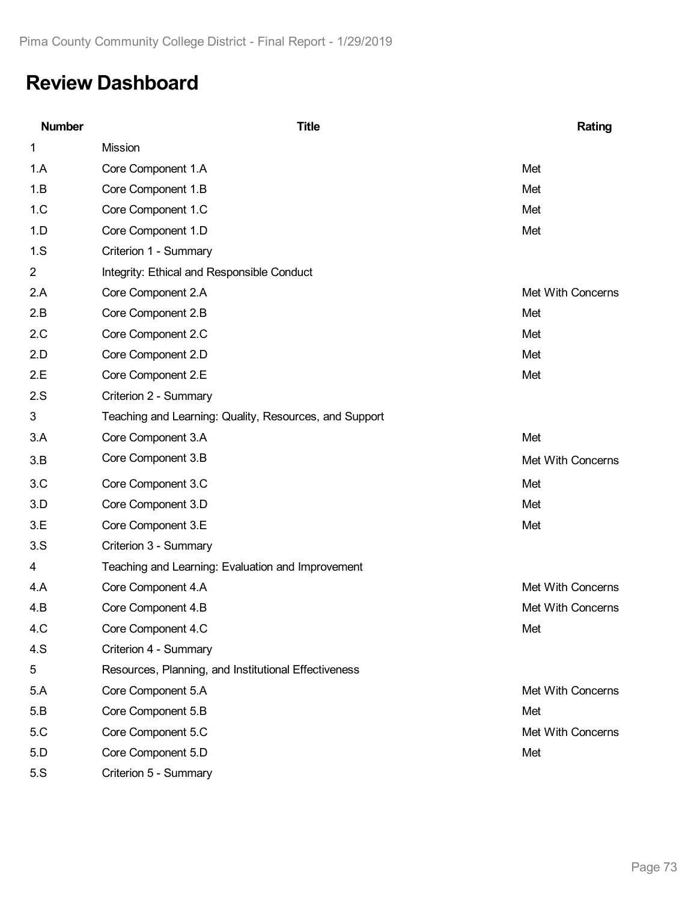# Review Dashboard

| Number | Title | Rating |
| --- | --- | --- |
| 1 | Mission | |
| 1.A | Core Component 1.A | Met |
| 1.B | Core Component 1.B | Met |
| 1.C | Core Component 1.C | Met |
| 1.D | Core Component 1.D | Met |
| 1.S | Criterion 1 - Summary | |
| 2 | Integrity: Ethical and Responsible Conduct | |
| 2.A | Core Component 2.A | Met With Concerns |
| 2.B | Core Component 2.B | Met |
| 2.C | Core Component 2.C | Met |
| 2.D | Core Component 2.D | Met |
| 2.E | Core Component 2.E | Met |
| 2.S | Criterion 2 - Summary | |
| 3 | Teaching and Learning: Quality, Resources, and Support | |
| 3.A | Core Component 3.A | Met |
| 3.B | Core Component 3.B | Met With Concerns |
| 3.C | Core Component 3.C | Met |
| 3.D | Core Component 3.D | Met |
| 3.E | Core Component 3.E | Met |
| 3.S | Criterion 3 - Summary | |
| 4 | Teaching and Learning: Evaluation and Improvement | |
| 4.A | Core Component 4.A | Met With Concerns |
| 4.B | Core Component 4.B | Met With Concerns |
| 4.C | Core Component 4.C | Met |
| 4.S | Criterion 4 - Summary | |
| 5 | Resources, Planning, and Institutional Effectiveness | |
| 5.A | Core Component 5.A | Met With Concerns |
| 5.B | Core Component 5.B | Met |
| 5.C | Core Component 5.C | Met With Concerns |
| 5.D | Core Component 5.D | Met |
| 5.S | Criterion 5 - Summary | |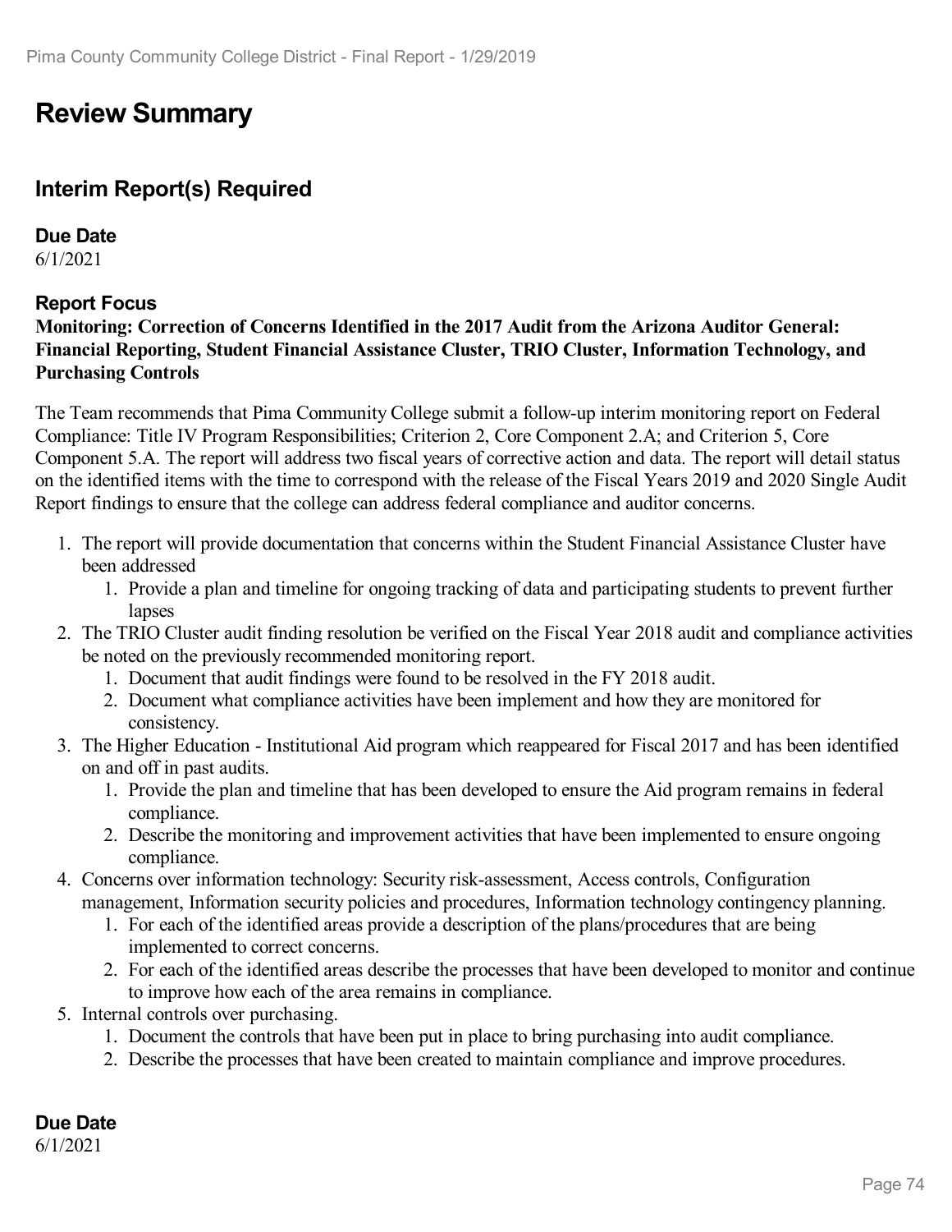# Review Summary

## Interim Report(s) Required

**Due Date**
6/1/2021

**Report Focus**
**Monitoring: Correction of Concerns Identified in the 2017 Audit from the Arizona Auditor General: Financial Reporting, Student Financial Assistance Cluster, TRIO Cluster, Information Technology, and Purchasing Controls**

The Team recommends that Pima Community College submit a follow-up interim monitoring report on Federal Compliance: Title IV Program Responsibilities; Criterion 2, Core Component 2.A; and Criterion 5, Core Component 5.A. The report will address two fiscal years of corrective action and data. The report will detail status on the identified items with the time to correspond with the release of the Fiscal Years 2019 and 2020 Single Audit Report findings to ensure that the college can address federal compliance and auditor concerns.

1. The report will provide documentation that concerns within the Student Financial Assistance Cluster have been addressed
    1. Provide a plan and timeline for ongoing tracking of data and participating students to prevent further lapses
2. The TRIO Cluster audit finding resolution be verified on the Fiscal Year 2018 audit and compliance activities be noted on the previously recommended monitoring report.
    1. Document that audit findings were found to be resolved in the FY 2018 audit.
    2. Document what compliance activities have been implement and how they are monitored for consistency.
3. The Higher Education - Institutional Aid program which reappeared for Fiscal 2017 and has been identified on and off in past audits.
    1. Provide the plan and timeline that has been developed to ensure the Aid program remains in federal compliance.
    2. Describe the monitoring and improvement activities that have been implemented to ensure ongoing compliance.
4. Concerns over information technology: Security risk-assessment, Access controls, Configuration management, Information security policies and procedures, Information technology contingency planning.
    1. For each of the identified areas provide a description of the plans/procedures that are being implemented to correct concerns.
    2. For each of the identified areas describe the processes that have been developed to monitor and continue to improve how each of the area remains in compliance.
5. Internal controls over purchasing.
    1. Document the controls that have been put in place to bring purchasing into audit compliance.
    2. Describe the processes that have been created to maintain compliance and improve procedures.

**Due Date**
6/1/2021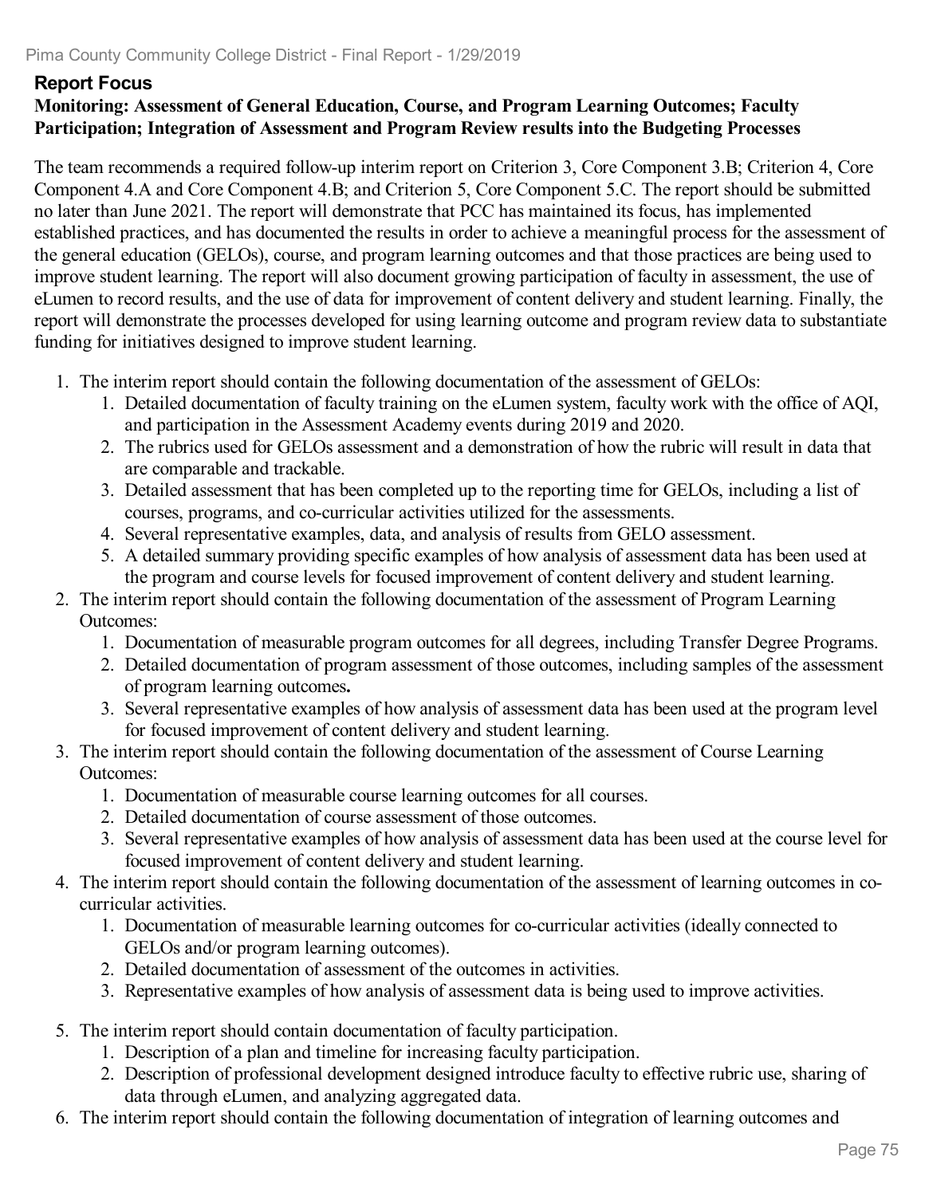## Report Focus

**Monitoring: Assessment of General Education, Course, and Program Learning Outcomes; Faculty Participation; Integration of Assessment and Program Review results into the Budgeting Processes**

The team recommends a required follow-up interim report on Criterion 3, Core Component 3.B; Criterion 4, Core Component 4.A and Core Component 4.B; and Criterion 5, Core Component 5.C. The report should be submitted no later than June 2021. The report will demonstrate that PCC has maintained its focus, has implemented established practices, and has documented the results in order to achieve a meaningful process for the assessment of the general education (GELOs), course, and program learning outcomes and that those practices are being used to improve student learning. The report will also document growing participation of faculty in assessment, the use of eLumen to record results, and the use of data for improvement of content delivery and student learning. Finally, the report will demonstrate the processes developed for using learning outcome and program review data to substantiate funding for initiatives designed to improve student learning.

1. The interim report should contain the following documentation of the assessment of GELOs:
   1. Detailed documentation of faculty training on the eLumen system, faculty work with the office of AQI, and participation in the Assessment Academy events during 2019 and 2020.
   2. The rubrics used for GELOs assessment and a demonstration of how the rubric will result in data that are comparable and trackable.
   3. Detailed assessment that has been completed up to the reporting time for GELOs, including a list of courses, programs, and co-curricular activities utilized for the assessments.
   4. Several representative examples, data, and analysis of results from GELO assessment.
   5. A detailed summary providing specific examples of how analysis of assessment data has been used at the program and course levels for focused improvement of content delivery and student learning.
2. The interim report should contain the following documentation of the assessment of Program Learning Outcomes:
   1. Documentation of measurable program outcomes for all degrees, including Transfer Degree Programs.
   2. Detailed documentation of program assessment of those outcomes, including samples of the assessment of program learning outcomes**.**
   3. Several representative examples of how analysis of assessment data has been used at the program level for focused improvement of content delivery and student learning.
3. The interim report should contain the following documentation of the assessment of Course Learning Outcomes:
   1. Documentation of measurable course learning outcomes for all courses.
   2. Detailed documentation of course assessment of those outcomes.
   3. Several representative examples of how analysis of assessment data has been used at the course level for focused improvement of content delivery and student learning.
4. The interim report should contain the following documentation of the assessment of learning outcomes in co-curricular activities.
   1. Documentation of measurable learning outcomes for co-curricular activities (ideally connected to GELOs and/or program learning outcomes).
   2. Detailed documentation of assessment of the outcomes in activities.
   3. Representative examples of how analysis of assessment data is being used to improve activities.
5. The interim report should contain documentation of faculty participation.
   1. Description of a plan and timeline for increasing faculty participation.
   2. Description of professional development designed introduce faculty to effective rubric use, sharing of data through eLumen, and analyzing aggregated data.
6. The interim report should contain the following documentation of integration of learning outcomes and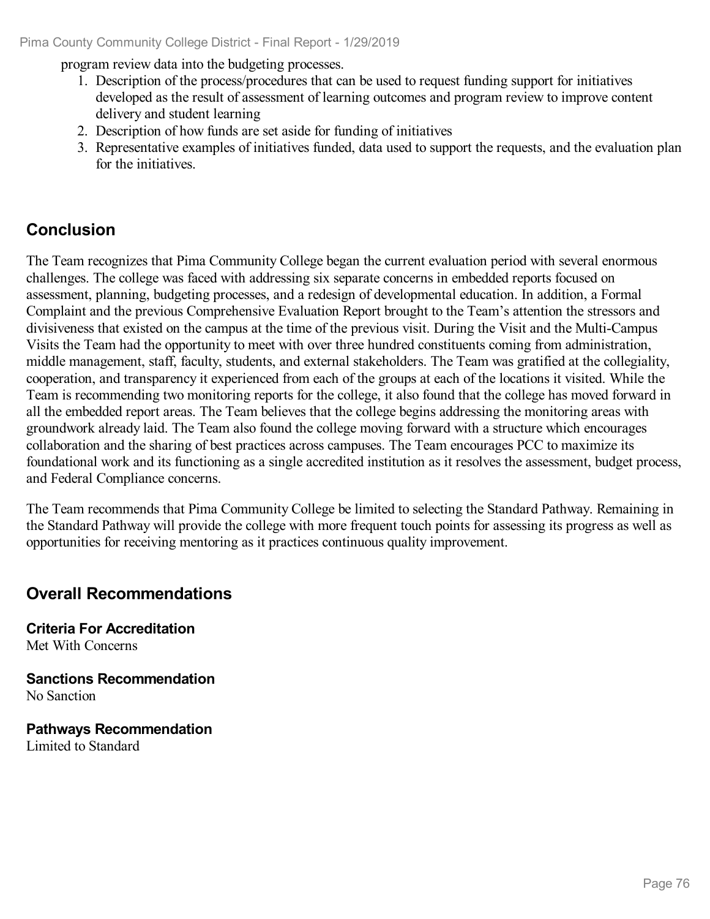program review data into the budgeting processes.

1. Description of the process/procedures that can be used to request funding support for initiatives developed as the result of assessment of learning outcomes and program review to improve content delivery and student learning
2. Description of how funds are set aside for funding of initiatives
3. Representative examples of initiatives funded, data used to support the requests, and the evaluation plan for the initiatives.

## Conclusion

The Team recognizes that Pima Community College began the current evaluation period with several enormous challenges. The college was faced with addressing six separate concerns in embedded reports focused on assessment, planning, budgeting processes, and a redesign of developmental education. In addition, a Formal Complaint and the previous Comprehensive Evaluation Report brought to the Team's attention the stressors and divisiveness that existed on the campus at the time of the previous visit. During the Visit and the Multi-Campus Visits the Team had the opportunity to meet with over three hundred constituents coming from administration, middle management, staff, faculty, students, and external stakeholders. The Team was gratified at the collegiality, cooperation, and transparency it experienced from each of the groups at each of the locations it visited. While the Team is recommending two monitoring reports for the college, it also found that the college has moved forward in all the embedded report areas. The Team believes that the college begins addressing the monitoring areas with groundwork already laid. The Team also found the college moving forward with a structure which encourages collaboration and the sharing of best practices across campuses. The Team encourages PCC to maximize its foundational work and its functioning as a single accredited institution as it resolves the assessment, budget process, and Federal Compliance concerns.

The Team recommends that Pima Community College be limited to selecting the Standard Pathway. Remaining in the Standard Pathway will provide the college with more frequent touch points for assessing its progress as well as opportunities for receiving mentoring as it practices continuous quality improvement.

## Overall Recommendations

**Criteria For Accreditation**
Met With Concerns

**Sanctions Recommendation**
No Sanction

**Pathways Recommendation**
Limited to Standard